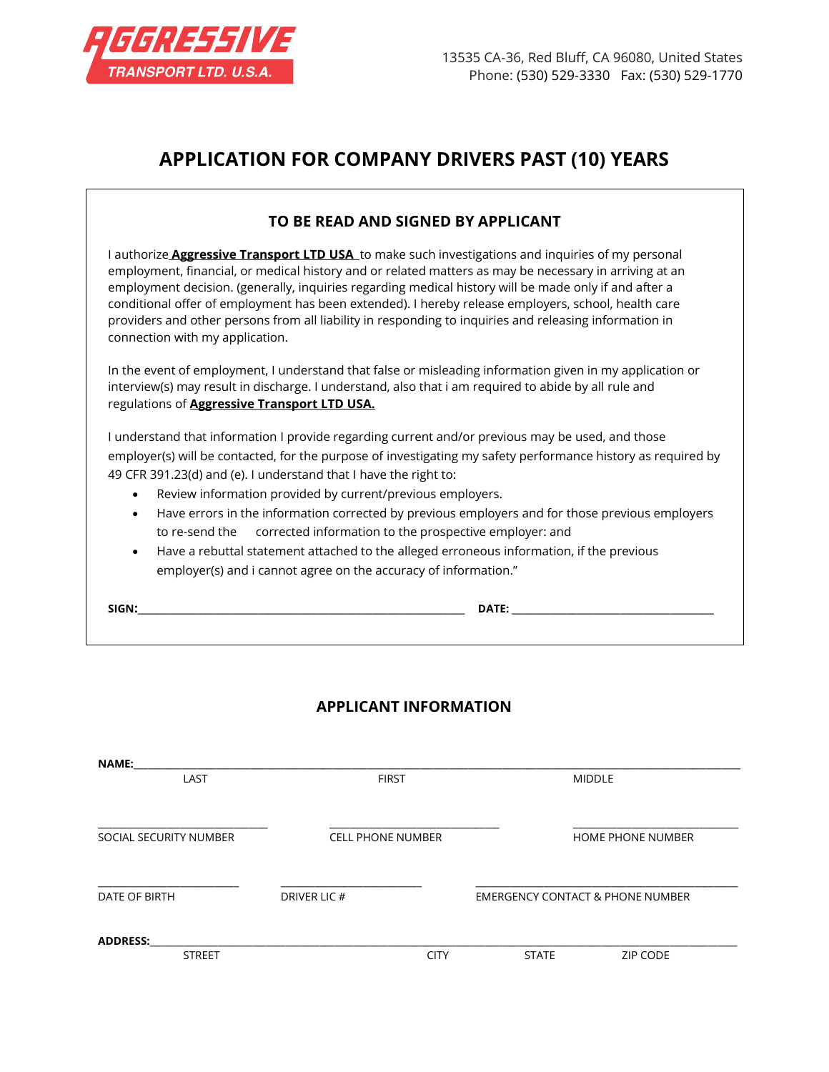**AGGRESSIVE TRANSPORT LTD. U.S.A.**

13535 CA-36, Red Bluff, CA 96080, United States
Phone: (530) 529-3330 Fax: (530) 529-1770

# APPLICATION FOR COMPANY DRIVERS PAST (10) YEARS

## TO BE READ AND SIGNED BY APPLICANT

I authorize **Aggressive Transport LTD USA** to make such investigations and inquiries of my personal employment, financial, or medical history and or related matters as may be necessary in arriving at an employment decision. (generally, inquiries regarding medical history will be made only if and after a conditional offer of employment has been extended). I hereby release employers, school, health care providers and other persons from all liability in responding to inquiries and releasing information in connection with my application.

In the event of employment, I understand that false or misleading information given in my application or interview(s) may result in discharge. I understand, also that i am required to abide by all rule and regulations of **Aggressive Transport LTD USA.**

I understand that information I provide regarding current and/or previous may be used, and those employer(s) will be contacted, for the purpose of investigating my safety performance history as required by 49 CFR 391.23(d) and (e). I understand that I have the right to:

- Review information provided by current/previous employers.
- Have errors in the information corrected by previous employers and for those previous employers to re-send the corrected information to the prospective employer: and
- Have a rebuttal statement attached to the alleged erroneous information, if the previous employer(s) and i cannot agree on the accuracy of information."

**SIGN:**\_\_\_\_\_\_\_\_\_\_\_\_\_\_\_\_\_\_\_\_\_\_\_\_\_\_\_\_\_\_ **DATE:** \_\_\_\_\_\_\_\_\_\_\_\_\_\_\_\_\_\_\_\_

## APPLICANT INFORMATION

**NAME:**\_\_\_\_\_\_\_\_\_\_\_\_\_\_\_\_\_\_\_\_\_\_\_\_\_\_\_\_\_\_\_\_\_\_\_\_\_\_\_\_\_\_\_\_\_\_\_\_
LAST FIRST MIDDLE

\_\_\_\_\_\_\_\_\_\_\_\_\_\_\_\_ \_\_\_\_\_\_\_\_\_\_\_\_\_\_\_\_ \_\_\_\_\_\_\_\_\_\_\_\_\_\_\_\_
SOCIAL SECURITY NUMBER CELL PHONE NUMBER HOME PHONE NUMBER

\_\_\_\_\_\_\_\_\_\_\_\_\_\_\_\_ \_\_\_\_\_\_\_\_\_\_\_\_\_\_\_\_ \_\_\_\_\_\_\_\_\_\_\_\_\_\_\_\_\_\_\_\_\_\_\_\_
DATE OF BIRTH DRIVER LIC # EMERGENCY CONTACT & PHONE NUMBER

**ADDRESS:**\_\_\_\_\_\_\_\_\_\_\_\_\_\_\_\_\_\_\_\_\_\_\_\_\_\_\_\_\_\_\_\_\_\_\_\_\_\_\_\_\_\_\_\_\_\_\_\_
STREET CITY STATE ZIP CODE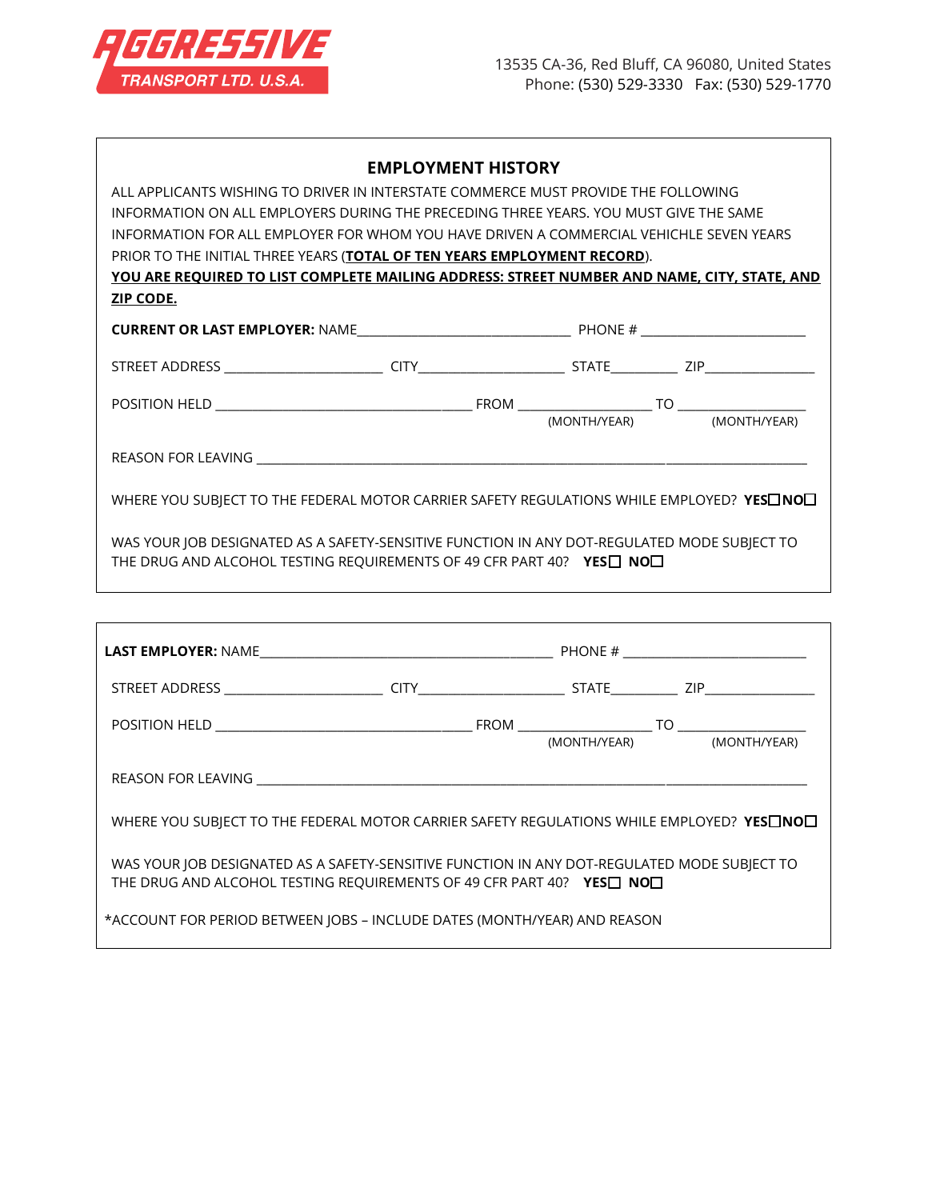**AGGRESSIVE TRANSPORT LTD. U.S.A.**

13535 CA-36, Red Bluff, CA 96080, United States
Phone: (530) 529-3330 Fax: (530) 529-1770

## EMPLOYMENT HISTORY

ALL APPLICANTS WISHING TO DRIVER IN INTERSTATE COMMERCE MUST PROVIDE THE FOLLOWING INFORMATION ON ALL EMPLOYERS DURING THE PRECEDING THREE YEARS. YOU MUST GIVE THE SAME INFORMATION FOR ALL EMPLOYER FOR WHOM YOU HAVE DRIVEN A COMMERCIAL VEHICHLE SEVEN YEARS PRIOR TO THE INITIAL THREE YEARS (**TOTAL OF TEN YEARS EMPLOYMENT RECORD**).

**YOU ARE REQUIRED TO LIST COMPLETE MAILING ADDRESS: STREET NUMBER AND NAME, CITY, STATE, AND ZIP CODE.**

**CURRENT OR LAST EMPLOYER:** NAME______________________________ PHONE # ________________________

STREET ADDRESS _______________________ CITY_____________________ STATE__________ ZIP________________

POSITION HELD _____________________________________ FROM ___________________ TO ___________________

(MONTH/YEAR) (MONTH/YEAR)

REASON FOR LEAVING ___________________________________________________________________________

WHERE YOU SUBJECT TO THE FEDERAL MOTOR CARRIER SAFETY REGULATIONS WHILE EMPLOYED? **YES☐NO☐**

WAS YOUR JOB DESIGNATED AS A SAFETY-SENSITIVE FUNCTION IN ANY DOT-REGULATED MODE SUBJECT TO THE DRUG AND ALCOHOL TESTING REQUIREMENTS OF 49 CFR PART 40? **YES☐ NO☐**

---

**LAST EMPLOYER:** NAME__________________________________________ PHONE # __________________________

STREET ADDRESS _______________________ CITY_____________________ STATE__________ ZIP________________

POSITION HELD _____________________________________ FROM ___________________ TO ___________________

(MONTH/YEAR) (MONTH/YEAR)

REASON FOR LEAVING ___________________________________________________________________________

WHERE YOU SUBJECT TO THE FEDERAL MOTOR CARRIER SAFETY REGULATIONS WHILE EMPLOYED? **YES☐NO☐**

WAS YOUR JOB DESIGNATED AS A SAFETY-SENSITIVE FUNCTION IN ANY DOT-REGULATED MODE SUBJECT TO THE DRUG AND ALCOHOL TESTING REQUIREMENTS OF 49 CFR PART 40? **YES☐ NO☐**

*ACCOUNT FOR PERIOD BETWEEN JOBS – INCLUDE DATES (MONTH/YEAR) AND REASON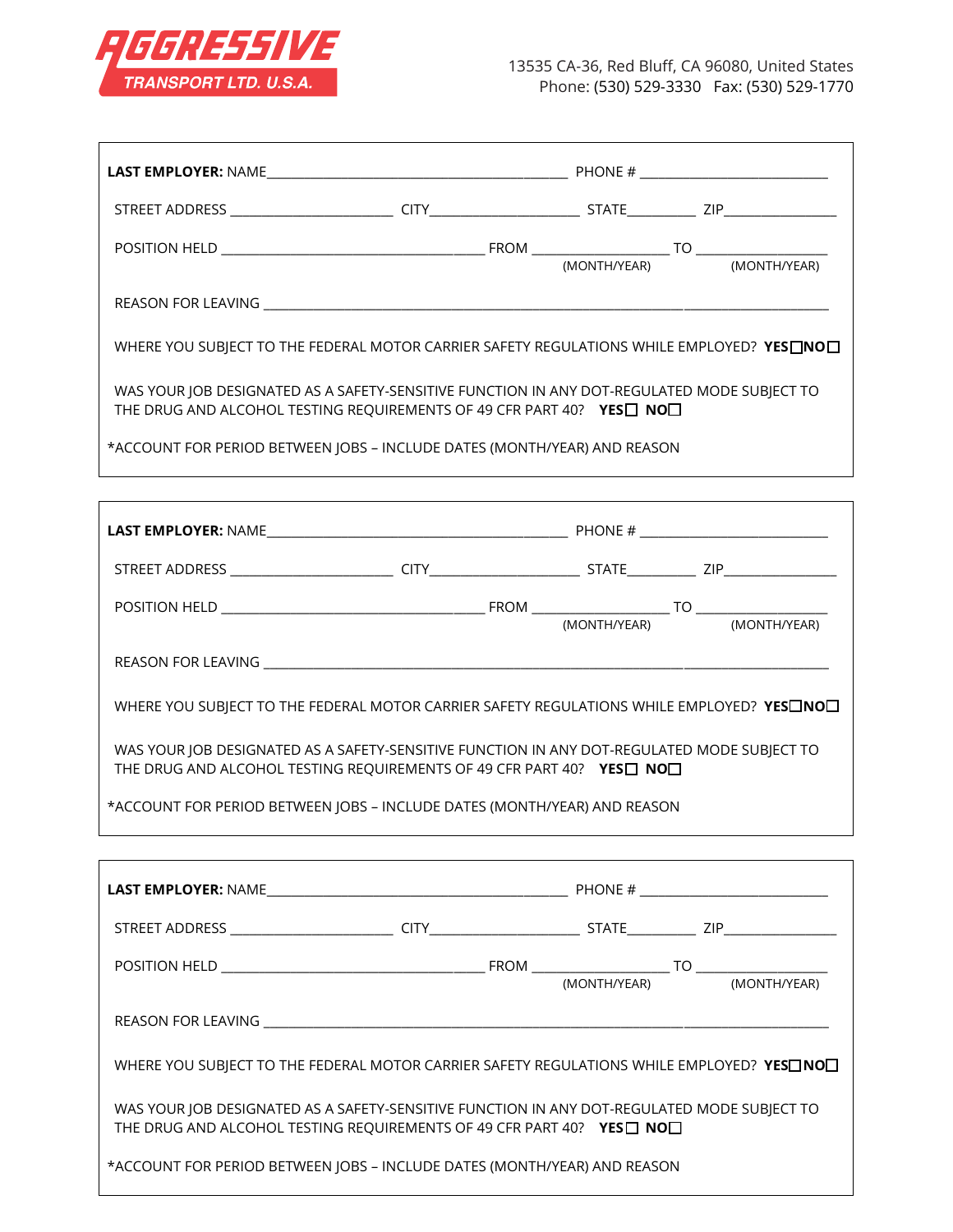**AGGRESSIVE**
TRANSPORT LTD. U.S.A.

13535 CA-36, Red Bluff, CA 96080, United States
Phone: (530) 529-3330 Fax: (530) 529-1770

---

**LAST EMPLOYER:** NAME__________________________________________ PHONE # ___________________________

STREET ADDRESS _______________________ CITY_____________________ STATE__________ ZIP________________

POSITION HELD _____________________________________ FROM ___________________ TO ___________________
(MONTH/YEAR) (MONTH/YEAR)

REASON FOR LEAVING _____________________________________________________________________________

WHERE YOU SUBJECT TO THE FEDERAL MOTOR CARRIER SAFETY REGULATIONS WHILE EMPLOYED? **YES**☐**NO**☐

WAS YOUR JOB DESIGNATED AS A SAFETY-SENSITIVE FUNCTION IN ANY DOT-REGULATED MODE SUBJECT TO THE DRUG AND ALCOHOL TESTING REQUIREMENTS OF 49 CFR PART 40? **YES**☐ **NO**☐

*ACCOUNT FOR PERIOD BETWEEN JOBS – INCLUDE DATES (MONTH/YEAR) AND REASON

---

**LAST EMPLOYER:** NAME__________________________________________ PHONE # ___________________________

STREET ADDRESS _______________________ CITY_____________________ STATE__________ ZIP________________

POSITION HELD _____________________________________ FROM ___________________ TO ___________________
(MONTH/YEAR) (MONTH/YEAR)

REASON FOR LEAVING _____________________________________________________________________________

WHERE YOU SUBJECT TO THE FEDERAL MOTOR CARRIER SAFETY REGULATIONS WHILE EMPLOYED? **YES**☐**NO**☐

WAS YOUR JOB DESIGNATED AS A SAFETY-SENSITIVE FUNCTION IN ANY DOT-REGULATED MODE SUBJECT TO THE DRUG AND ALCOHOL TESTING REQUIREMENTS OF 49 CFR PART 40? **YES**☐ **NO**☐

*ACCOUNT FOR PERIOD BETWEEN JOBS – INCLUDE DATES (MONTH/YEAR) AND REASON

---

**LAST EMPLOYER:** NAME__________________________________________ PHONE # ___________________________

STREET ADDRESS _______________________ CITY_____________________ STATE__________ ZIP________________

POSITION HELD _____________________________________ FROM ___________________ TO ___________________
(MONTH/YEAR) (MONTH/YEAR)

REASON FOR LEAVING _____________________________________________________________________________

WHERE YOU SUBJECT TO THE FEDERAL MOTOR CARRIER SAFETY REGULATIONS WHILE EMPLOYED? **YES**☐**NO**☐

WAS YOUR JOB DESIGNATED AS A SAFETY-SENSITIVE FUNCTION IN ANY DOT-REGULATED MODE SUBJECT TO THE DRUG AND ALCOHOL TESTING REQUIREMENTS OF 49 CFR PART 40? **YES**☐ **NO**☐

*ACCOUNT FOR PERIOD BETWEEN JOBS – INCLUDE DATES (MONTH/YEAR) AND REASON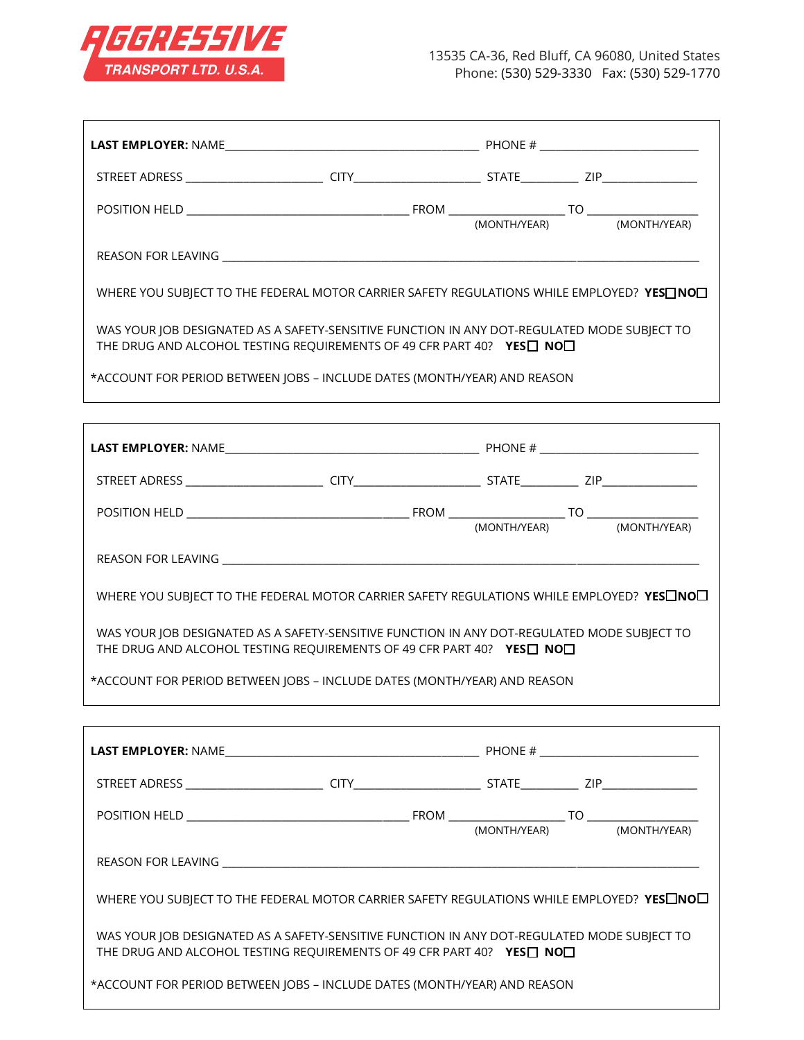**AGGRESSIVE TRANSPORT LTD. U.S.A.**

13535 CA-36, Red Bluff, CA 96080, United States
Phone: (530) 529-3330   Fax: (530) 529-1770

---

**LAST EMPLOYER:** NAME____________________________________________ PHONE # ___________________________

STREET ADRESS _______________________ CITY______________________ STATE__________ ZIP________________

POSITION HELD ______________________________________ FROM ___________________ TO ___________________
(MONTH/YEAR)   (MONTH/YEAR)

REASON FOR LEAVING ___________________________________________________________________________________

WHERE YOU SUBJECT TO THE FEDERAL MOTOR CARRIER SAFETY REGULATIONS WHILE EMPLOYED? **YES**☐**NO**☐

WAS YOUR JOB DESIGNATED AS A SAFETY-SENSITIVE FUNCTION IN ANY DOT-REGULATED MODE SUBJECT TO THE DRUG AND ALCOHOL TESTING REQUIREMENTS OF 49 CFR PART 40? **YES**☐ **NO**☐

*ACCOUNT FOR PERIOD BETWEEN JOBS – INCLUDE DATES (MONTH/YEAR) AND REASON

---

**LAST EMPLOYER:** NAME____________________________________________ PHONE # ___________________________

STREET ADRESS _______________________ CITY______________________ STATE__________ ZIP________________

POSITION HELD ______________________________________ FROM ___________________ TO ___________________
(MONTH/YEAR)   (MONTH/YEAR)

REASON FOR LEAVING ___________________________________________________________________________________

WHERE YOU SUBJECT TO THE FEDERAL MOTOR CARRIER SAFETY REGULATIONS WHILE EMPLOYED? **YES**☐**NO**☐

WAS YOUR JOB DESIGNATED AS A SAFETY-SENSITIVE FUNCTION IN ANY DOT-REGULATED MODE SUBJECT TO THE DRUG AND ALCOHOL TESTING REQUIREMENTS OF 49 CFR PART 40? **YES**☐ **NO**☐

*ACCOUNT FOR PERIOD BETWEEN JOBS – INCLUDE DATES (MONTH/YEAR) AND REASON

---

**LAST EMPLOYER:** NAME____________________________________________ PHONE # ___________________________

STREET ADRESS _______________________ CITY______________________ STATE__________ ZIP________________

POSITION HELD ______________________________________ FROM ___________________ TO ___________________
(MONTH/YEAR)   (MONTH/YEAR)

REASON FOR LEAVING ___________________________________________________________________________________

WHERE YOU SUBJECT TO THE FEDERAL MOTOR CARRIER SAFETY REGULATIONS WHILE EMPLOYED? **YES**☐**NO**☐

WAS YOUR JOB DESIGNATED AS A SAFETY-SENSITIVE FUNCTION IN ANY DOT-REGULATED MODE SUBJECT TO THE DRUG AND ALCOHOL TESTING REQUIREMENTS OF 49 CFR PART 40? **YES**☐ **NO**☐

*ACCOUNT FOR PERIOD BETWEEN JOBS – INCLUDE DATES (MONTH/YEAR) AND REASON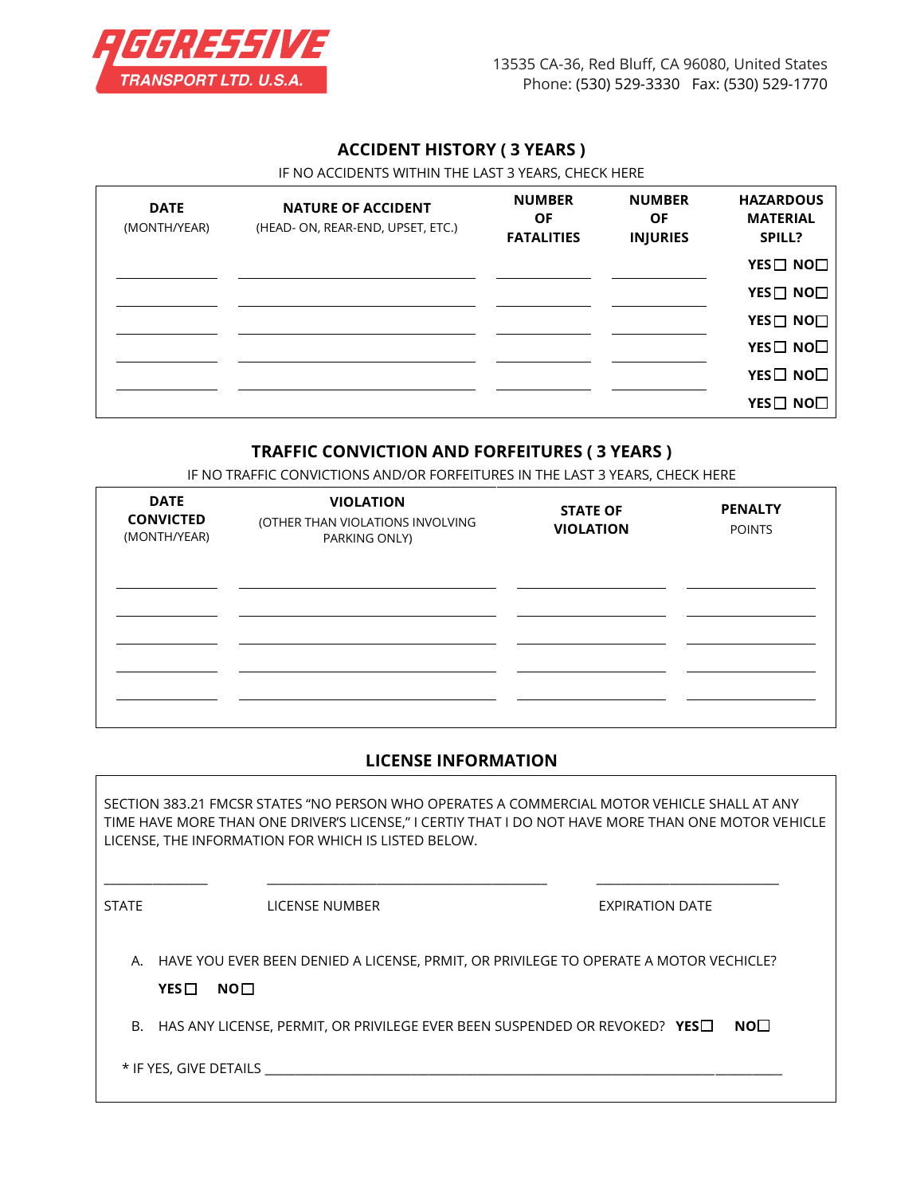AGGRESSIVE TRANSPORT LTD. U.S.A.

13535 CA-36, Red Bluff, CA 96080, United States
Phone: (530) 529-3330 Fax: (530) 529-1770

## ACCIDENT HISTORY ( 3 YEARS )

IF NO ACCIDENTS WITHIN THE LAST 3 YEARS, CHECK HERE

| DATE (MONTH/YEAR) | NATURE OF ACCIDENT (HEAD- ON, REAR-END, UPSET, ETC.) | NUMBER OF FATALITIES | NUMBER OF INJURIES | HAZARDOUS MATERIAL SPILL? |
|---|---|---|---|---|
| | | | | YES ☐ NO ☐ |
| | | | | YES ☐ NO ☐ |
| | | | | YES ☐ NO ☐ |
| | | | | YES ☐ NO ☐ |
| | | | | YES ☐ NO ☐ |
| | | | | YES ☐ NO ☐ |

## TRAFFIC CONVICTION AND FORFEITURES ( 3 YEARS )

IF NO TRAFFIC CONVICTIONS AND/OR FORFEITURES IN THE LAST 3 YEARS, CHECK HERE

| DATE CONVICTED (MONTH/YEAR) | VIOLATION (OTHER THAN VIOLATIONS INVOLVING PARKING ONLY) | STATE OF VIOLATION | PENALTY POINTS |
|---|---|---|---|
| | | | |
| | | | |
| | | | |
| | | | |
| | | | |

## LICENSE INFORMATION

SECTION 383.21 FMCSR STATES "NO PERSON WHO OPERATES A COMMERCIAL MOTOR VEHICLE SHALL AT ANY TIME HAVE MORE THAN ONE DRIVER'S LICENSE," I CERTIY THAT I DO NOT HAVE MORE THAN ONE MOTOR VEHICLE LICENSE, THE INFORMATION FOR WHICH IS LISTED BELOW.

_______________ STATE

_______________________________________ LICENSE NUMBER

_________________________ EXPIRATION DATE

A. HAVE YOU EVER BEEN DENIED A LICENSE, PRMIT, OR PRIVILEGE TO OPERATE A MOTOR VECHICLE?
**YES** ☐ **NO** ☐

B. HAS ANY LICENSE, PERMIT, OR PRIVILEGE EVER BEEN SUSPENDED OR REVOKED? **YES** ☐ **NO** ☐

* IF YES, GIVE DETAILS ________________________________________________________________________________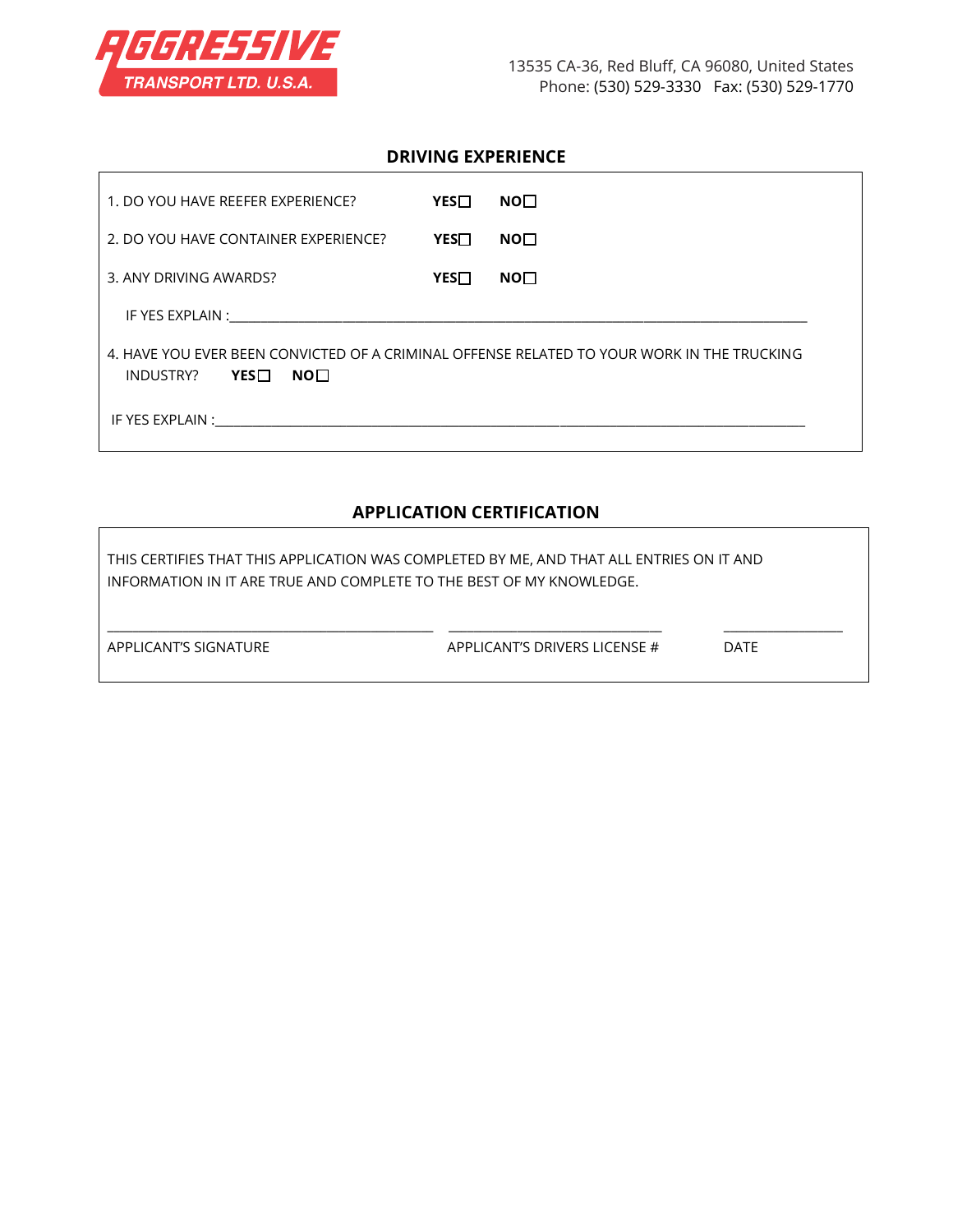AGGRESSIVE TRANSPORT LTD. U.S.A.

13535 CA-36, Red Bluff, CA 96080, United States
Phone: (530) 529-3330 Fax: (530) 529-1770

## DRIVING EXPERIENCE

1. DO YOU HAVE REEFER EXPERIENCE? **YES**☐ **NO**☐

2. DO YOU HAVE CONTAINER EXPERIENCE? **YES**☐ **NO**☐

3. ANY DRIVING AWARDS? **YES**☐ **NO**☐

   IF YES EXPLAIN :____________________________________________________________________________

4. HAVE YOU EVER BEEN CONVICTED OF A CRIMINAL OFFENSE RELATED TO YOUR WORK IN THE TRUCKING INDUSTRY? **YES**☐ **NO**☐

   IF YES EXPLAIN :____________________________________________________________________________

## APPLICATION CERTIFICATION

THIS CERTIFIES THAT THIS APPLICATION WAS COMPLETED BY ME, AND THAT ALL ENTRIES ON IT AND INFORMATION IN IT ARE TRUE AND COMPLETE TO THE BEST OF MY KNOWLEDGE.

| ______________________________ | ______________________________ | ______________ |
|---|---|---|
| APPLICANT'S SIGNATURE | APPLICANT'S DRIVERS LICENSE # | DATE |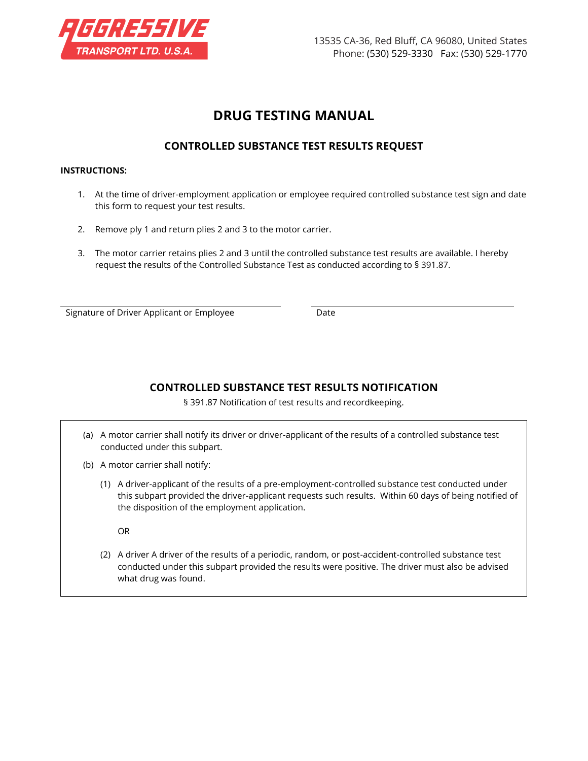AGGRESSIVE TRANSPORT LTD. U.S.A.

13535 CA-36, Red Bluff, CA 96080, United States
Phone: (530) 529-3330 Fax: (530) 529-1770

# DRUG TESTING MANUAL

## CONTROLLED SUBSTANCE TEST RESULTS REQUEST

**INSTRUCTIONS:**

1. At the time of driver-employment application or employee required controlled substance test sign and date this form to request your test results.

2. Remove ply 1 and return plies 2 and 3 to the motor carrier.

3. The motor carrier retains plies 2 and 3 until the controlled substance test results are available. I hereby request the results of the Controlled Substance Test as conducted according to § 391.87.

______________________________ ______________________________
Signature of Driver Applicant or Employee Date

## CONTROLLED SUBSTANCE TEST RESULTS NOTIFICATION

§ 391.87 Notification of test results and recordkeeping.

(a) A motor carrier shall notify its driver or driver-applicant of the results of a controlled substance test conducted under this subpart.

(b) A motor carrier shall notify:

(1) A driver-applicant of the results of a pre-employment-controlled substance test conducted under this subpart provided the driver-applicant requests such results. Within 60 days of being notified of the disposition of the employment application.

OR

(2) A driver A driver of the results of a periodic, random, or post-accident-controlled substance test conducted under this subpart provided the results were positive. The driver must also be advised what drug was found.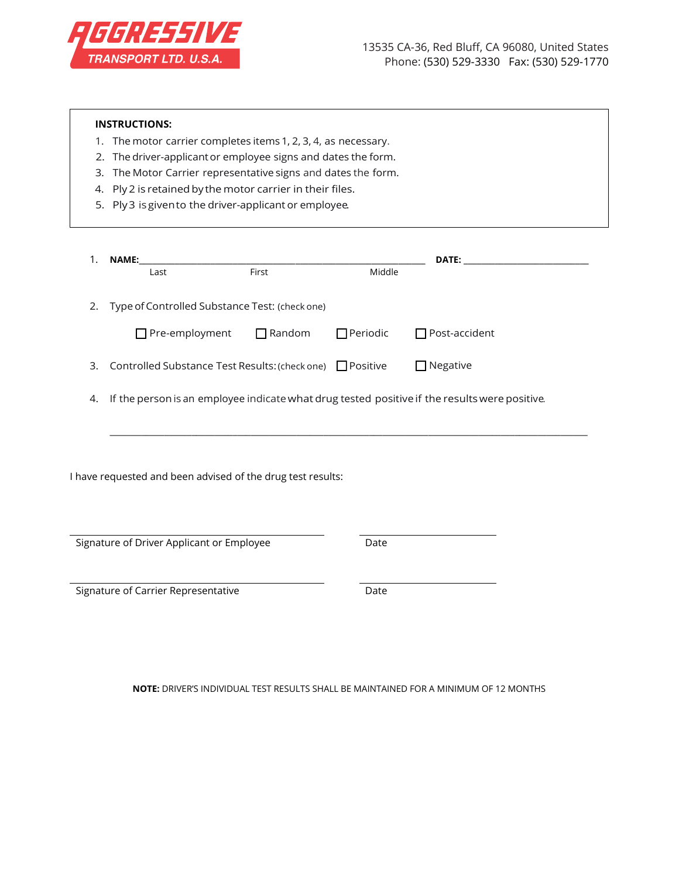**AGGRESSIVE TRANSPORT LTD. U.S.A.**

13535 CA-36, Red Bluff, CA 96080, United States
Phone: (530) 529-3330 Fax: (530) 529-1770

**INSTRUCTIONS:**

1. The motor carrier completes items 1, 2, 3, 4, as necessary.
2. The driver-applicant or employee signs and dates the form.
3. The Motor Carrier representative signs and dates the form.
4. Ply 2 is retained by the motor carrier in their files.
5. Ply 3 is given to the driver-applicant or employee.

1. **NAME:**\_\_\_\_\_\_\_\_\_\_\_\_\_\_\_\_\_\_\_\_\_\_\_\_\_\_\_\_\_\_\_\_\_\_\_\_\_\_\_\_\_\_\_\_ **DATE:** \_\_\_\_\_\_\_\_\_\_\_\_\_\_\_\_\_\_\_\_

   Last First Middle

2. Type of Controlled Substance Test: (check one)

   ☐ Pre-employment ☐ Random ☐ Periodic ☐ Post-accident

3. Controlled Substance Test Results: (check one) ☐ Positive ☐ Negative

4. If the person is an employee indicate what drug tested positive if the results were positive.

   \_\_\_\_\_\_\_\_\_\_\_\_\_\_\_\_\_\_\_\_\_\_\_\_\_\_\_\_\_\_\_\_\_\_\_\_\_\_\_\_\_\_\_\_\_\_\_\_\_\_\_\_\_\_\_\_\_\_\_\_\_\_\_\_\_\_\_\_\_\_\_\_

I have requested and been advised of the drug test results:

\_\_\_\_\_\_\_\_\_\_\_\_\_\_\_\_\_\_\_\_\_\_\_\_\_\_\_\_\_\_\_\_\_\_\_\_ \_\_\_\_\_\_\_\_\_\_\_\_\_\_\_\_\_\_\_\_
Signature of Driver Applicant or Employee Date

\_\_\_\_\_\_\_\_\_\_\_\_\_\_\_\_\_\_\_\_\_\_\_\_\_\_\_\_\_\_\_\_\_\_\_\_ \_\_\_\_\_\_\_\_\_\_\_\_\_\_\_\_\_\_\_\_
Signature of Carrier Representative Date

**NOTE:** DRIVER'S INDIVIDUAL TEST RESULTS SHALL BE MAINTAINED FOR A MINIMUM OF 12 MONTHS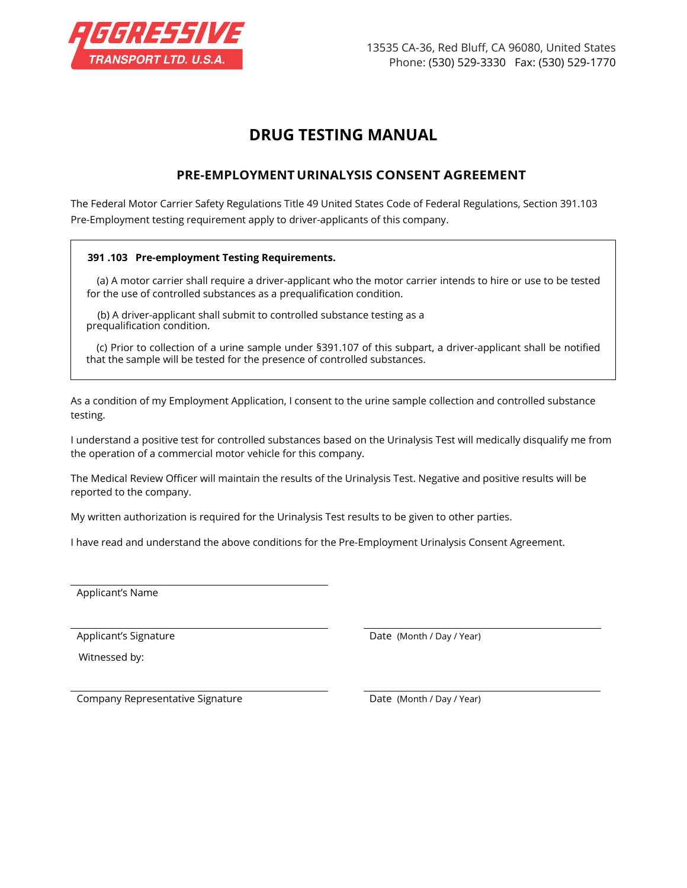AGGRESSIVE TRANSPORT LTD. U.S.A.

13535 CA-36, Red Bluff, CA 96080, United States
Phone: (530) 529-3330 Fax: (530) 529-1770

# DRUG TESTING MANUAL

## PRE-EMPLOYMENT URINALYSIS CONSENT AGREEMENT

The Federal Motor Carrier Safety Regulations Title 49 United States Code of Federal Regulations, Section 391.103 Pre-Employment testing requirement apply to driver-applicants of this company.

> **391 .103 Pre-employment Testing Requirements.**
>
> (a) A motor carrier shall require a driver-applicant who the motor carrier intends to hire or use to be tested for the use of controlled substances as a prequalification condition.
>
> (b) A driver-applicant shall submit to controlled substance testing as a prequalification condition.
>
> (c) Prior to collection of a urine sample under §391.107 of this subpart, a driver-applicant shall be notified that the sample will be tested for the presence of controlled substances.

As a condition of my Employment Application, I consent to the urine sample collection and controlled substance testing.

I understand a positive test for controlled substances based on the Urinalysis Test will medically disqualify me from the operation of a commercial motor vehicle for this company.

The Medical Review Officer will maintain the results of the Urinalysis Test. Negative and positive results will be reported to the company.

My written authorization is required for the Urinalysis Test results to be given to other parties.

I have read and understand the above conditions for the Pre-Employment Urinalysis Consent Agreement.

\_\_\_\_\_\_\_\_\_\_\_\_\_\_\_\_\_\_\_\_\_\_\_\_\_\_\_\_\_\_
Applicant's Name

\_\_\_\_\_\_\_\_\_\_\_\_\_\_\_\_\_\_\_\_\_\_\_\_\_\_\_\_\_\_ \_\_\_\_\_\_\_\_\_\_\_\_\_\_\_\_\_\_\_\_\_\_\_\_
Applicant's Signature Date (Month / Day / Year)

Witnessed by:

\_\_\_\_\_\_\_\_\_\_\_\_\_\_\_\_\_\_\_\_\_\_\_\_\_\_\_\_\_\_ \_\_\_\_\_\_\_\_\_\_\_\_\_\_\_\_\_\_\_\_\_\_\_\_
Company Representative Signature Date (Month / Day / Year)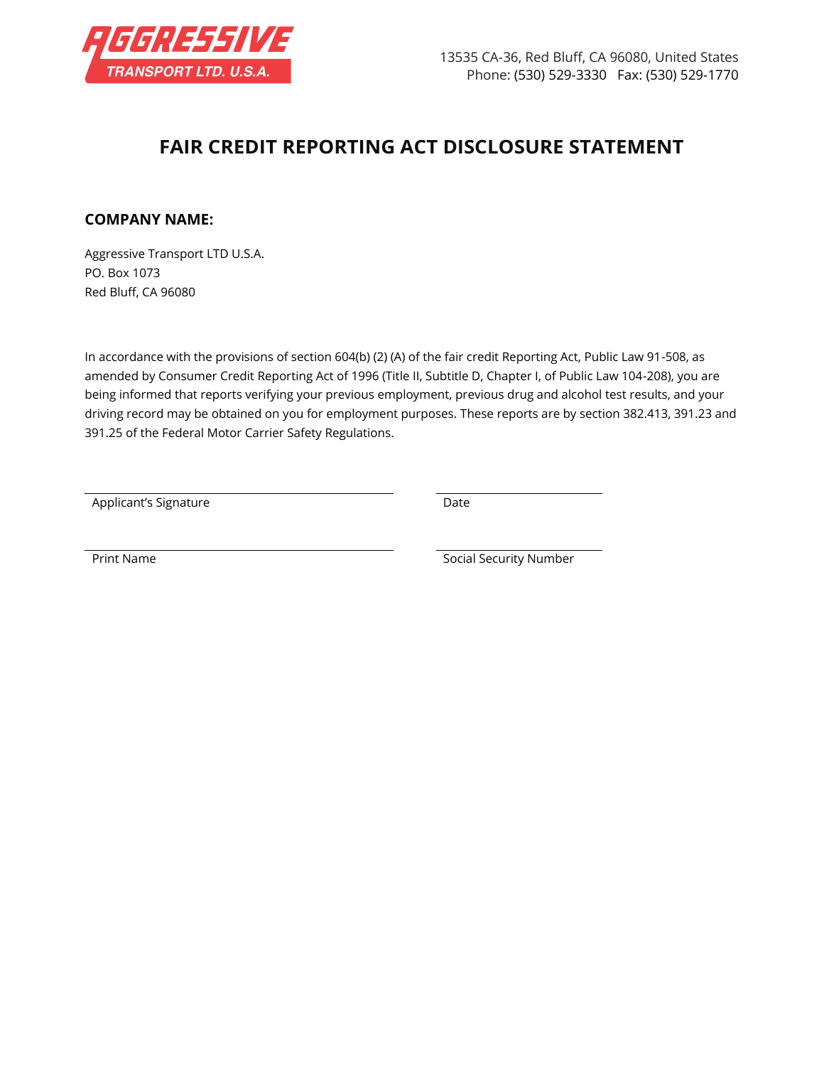AGGRESSIVE TRANSPORT LTD. U.S.A.

13535 CA-36, Red Bluff, CA 96080, United States
Phone: (530) 529-3330   Fax: (530) 529-1770

# FAIR CREDIT REPORTING ACT DISCLOSURE STATEMENT

## COMPANY NAME:

Aggressive Transport LTD U.S.A.
PO. Box 1073
Red Bluff, CA 96080

In accordance with the provisions of section 604(b) (2) (A) of the fair credit Reporting Act, Public Law 91-508, as amended by Consumer Credit Reporting Act of 1996 (Title II, Subtitle D, Chapter I, of Public Law 104-208), you are being informed that reports verifying your previous employment, previous drug and alcohol test results, and your driving record may be obtained on you for employment purposes. These reports are by section 382.413, 391.23 and 391.25 of the Federal Motor Carrier Safety Regulations.

______________________________ Applicant's Signature

______________________________ Date

______________________________ Print Name

______________________________ Social Security Number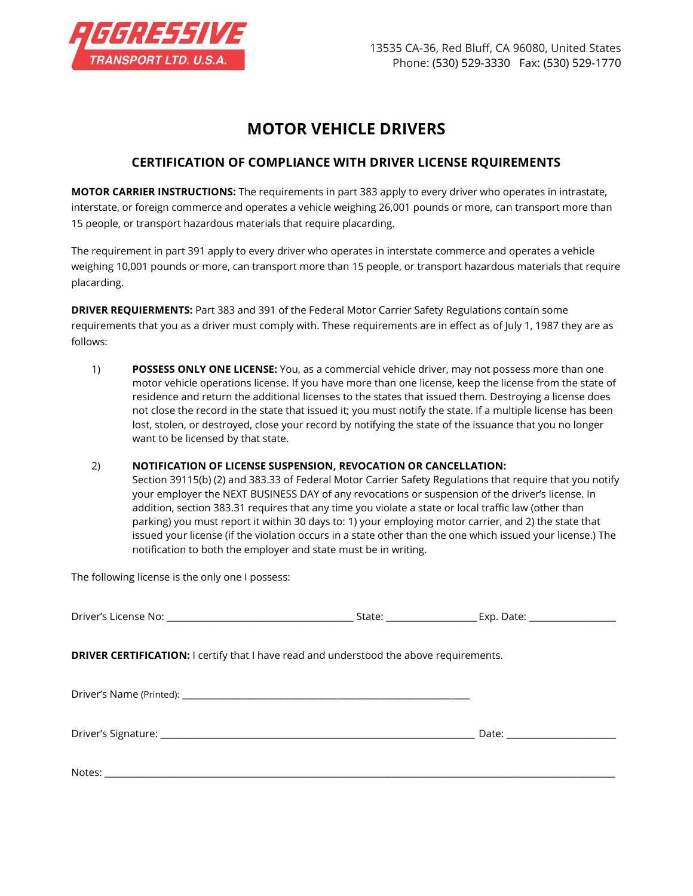AGGRESSIVE TRANSPORT LTD. U.S.A.

13535 CA-36, Red Bluff, CA 96080, United States
Phone: (530) 529-3330 Fax: (530) 529-1770

# MOTOR VEHICLE DRIVERS

## CERTIFICATION OF COMPLIANCE WITH DRIVER LICENSE RQUIREMENTS

**MOTOR CARRIER INSTRUCTIONS:** The requirements in part 383 apply to every driver who operates in intrastate, interstate, or foreign commerce and operates a vehicle weighing 26,001 pounds or more, can transport more than 15 people, or transport hazardous materials that require placarding.

The requirement in part 391 apply to every driver who operates in interstate commerce and operates a vehicle weighing 10,001 pounds or more, can transport more than 15 people, or transport hazardous materials that require placarding.

**DRIVER REQUIERMENTS:** Part 383 and 391 of the Federal Motor Carrier Safety Regulations contain some requirements that you as a driver must comply with. These requirements are in effect as of July 1, 1987 they are as follows:

1) **POSSESS ONLY ONE LICENSE:** You, as a commercial vehicle driver, may not possess more than one motor vehicle operations license. If you have more than one license, keep the license from the state of residence and return the additional licenses to the states that issued them. Destroying a license does not close the record in the state that issued it; you must notify the state. If a multiple license has been lost, stolen, or destroyed, close your record by notifying the state of the issuance that you no longer want to be licensed by that state.

2) **NOTIFICATION OF LICENSE SUSPENSION, REVOCATION OR CANCELLATION:**
Section 39115(b) (2) and 383.33 of Federal Motor Carrier Safety Regulations that require that you notify your employer the NEXT BUSINESS DAY of any revocations or suspension of the driver's license. In addition, section 383.31 requires that any time you violate a state or local traffic law (other than parking) you must report it within 30 days to: 1) your employing motor carrier, and 2) the state that issued your license (if the violation occurs in a state other than the one which issued your license.) The notification to both the employer and state must be in writing.

The following license is the only one I possess:

Driver's License No: ____________________ State: ____________ Exp. Date: ____________

**DRIVER CERTIFICATION:** I certify that I have read and understood the above requirements.

Driver's Name (Printed): ________________________________

Driver's Signature: ________________________________ Date: ______________

Notes: ______________________________________________________________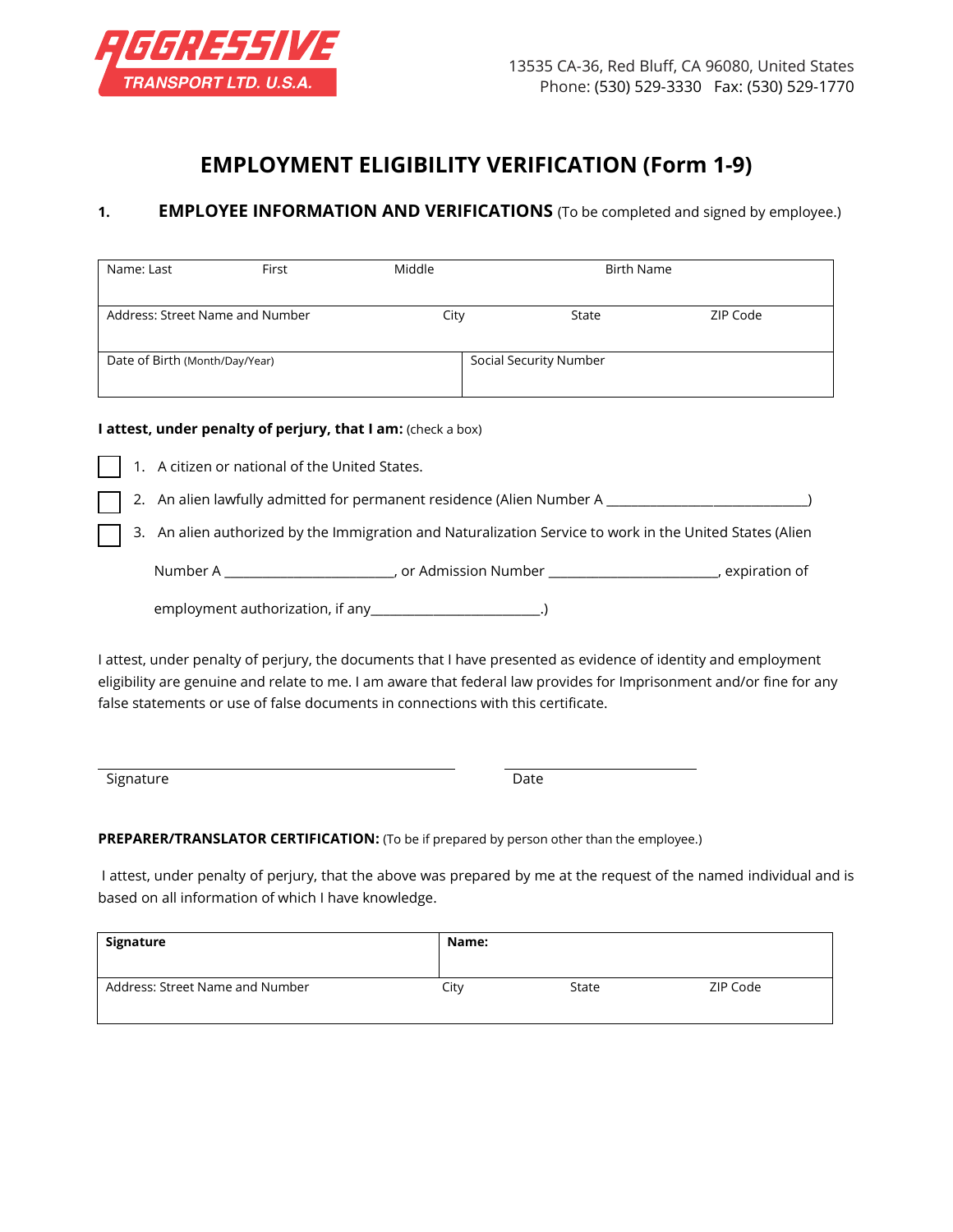**AGGRESSIVE TRANSPORT LTD. U.S.A.**

13535 CA-36, Red Bluff, CA 96080, United States
Phone: (530) 529-3330 Fax: (530) 529-1770

# EMPLOYMENT ELIGIBILITY VERIFICATION (Form 1-9)

## 1. EMPLOYEE INFORMATION AND VERIFICATIONS (To be completed and signed by employee.)

| Name: Last | First | Middle | Birth Name |
|---|---|---|---|
| Address: Street Name and Number | City | State | ZIP Code |
| Date of Birth (Month/Day/Year) | Social Security Number | | |

**I attest, under penalty of perjury, that I am:** (check a box)

☐ 1. A citizen or national of the United States.

☐ 2. An alien lawfully admitted for permanent residence (Alien Number A _______________________________)

☐ 3. An alien authorized by the Immigration and Naturalization Service to work in the United States (Alien Number A _________________________, or Admission Number _________________________, expiration of employment authorization, if any_________________________.)

I attest, under penalty of perjury, the documents that I have presented as evidence of identity and employment eligibility are genuine and relate to me. I am aware that federal law provides for Imprisonment and/or fine for any false statements or use of false documents in connections with this certificate.

_______________________________ _______________________
Signature Date

**PREPARER/TRANSLATOR CERTIFICATION:** (To be if prepared by person other than the employee.)

I attest, under penalty of perjury, that the above was prepared by me at the request of the named individual and is based on all information of which I have knowledge.

| **Signature** | **Name:** | | |
|---|---|---|---|
| Address: Street Name and Number | City | State | ZIP Code |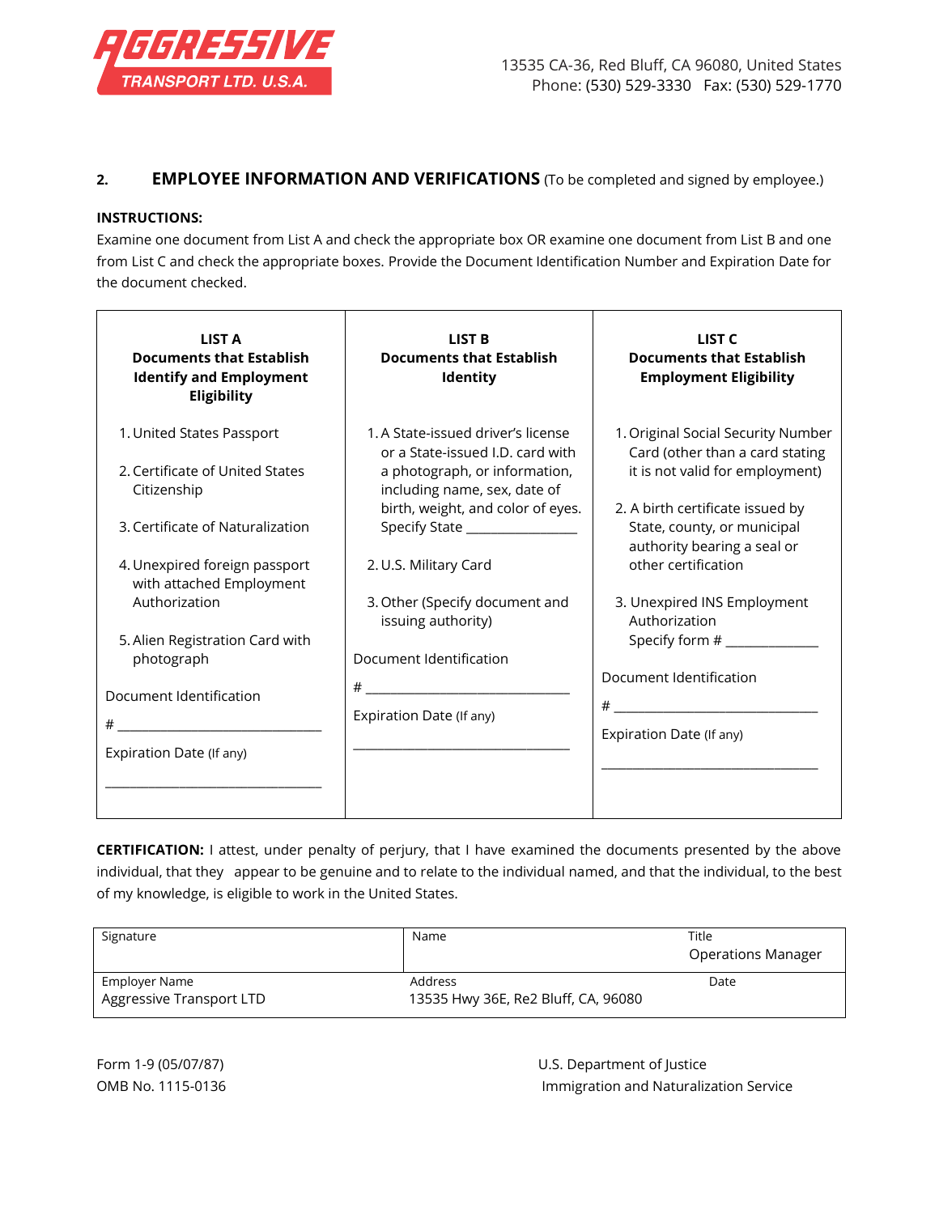**AGGRESSIVE TRANSPORT LTD. U.S.A.**

13535 CA-36, Red Bluff, CA 96080, United States
Phone: (530) 529-3330 Fax: (530) 529-1770

## 2. EMPLOYEE INFORMATION AND VERIFICATIONS (To be completed and signed by employee.)

**INSTRUCTIONS:**

Examine one document from List A and check the appropriate box OR examine one document from List B and one from List C and check the appropriate boxes. Provide the Document Identification Number and Expiration Date for the document checked.

| **LIST A Documents that Establish Identify and Employment Eligibility** | **LIST B Documents that Establish Identity** | **LIST C Documents that Establish Employment Eligibility** |
|---|---|---|
| 1. United States Passport<br><br>2. Certificate of United States Citizenship<br><br>3. Certificate of Naturalization<br><br>4. Unexpired foreign passport with attached Employment Authorization<br><br>5. Alien Registration Card with photograph<br><br>Document Identification<br><br># ______________________________<br><br>Expiration Date (If any)<br><br>______________________________ | 1. A State-issued driver's license or a State-issued I.D. card with a photograph, or information, including name, sex, date of birth, weight, and color of eyes. Specify State ________________<br><br>2. U.S. Military Card<br><br>3. Other (Specify document and issuing authority)<br><br>Document Identification<br><br># ______________________________<br><br>Expiration Date (If any)<br><br>______________________________ | 1. Original Social Security Number Card (other than a card stating it is not valid for employment)<br><br>2. A birth certificate issued by State, county, or municipal authority bearing a seal or other certification<br><br>3. Unexpired INS Employment Authorization Specify form # _____________<br><br>Document Identification<br><br># ______________________________<br><br>Expiration Date (If any)<br><br>______________________________ |

**CERTIFICATION:** I attest, under penalty of perjury, that I have examined the documents presented by the above individual, that they appear to be genuine and to relate to the individual named, and that the individual, to the best of my knowledge, is eligible to work in the United States.

| Signature | Name | Title<br>Operations Manager |
|---|---|---|
| Employer Name<br>Aggressive Transport LTD | Address<br>13535 Hwy 36E, Re2 Bluff, CA, 96080 | Date |

Form 1-9 (05/07/87)
OMB No. 1115-0136

U.S. Department of Justice
Immigration and Naturalization Service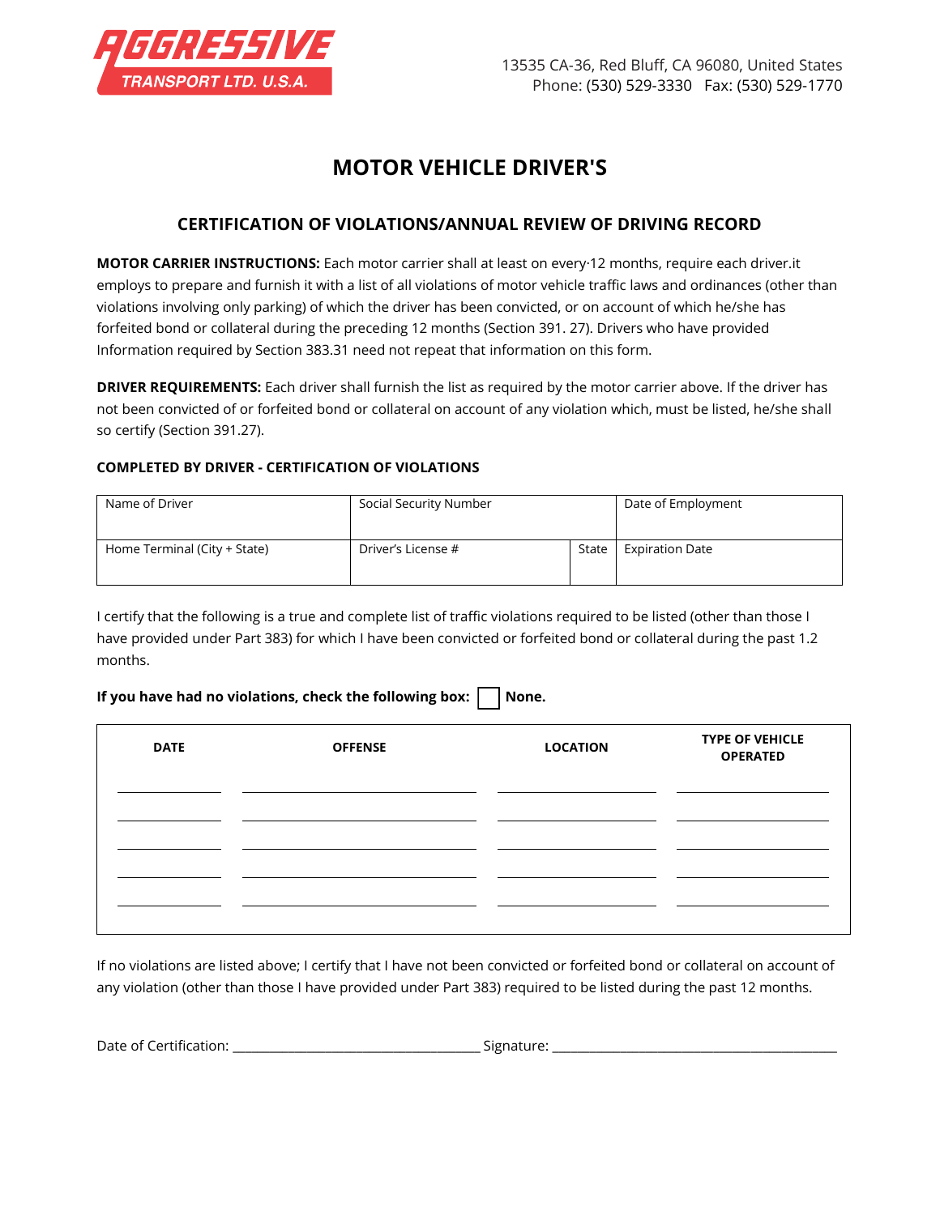**AGGRESSIVE TRANSPORT LTD. U.S.A.**

13535 CA-36, Red Bluff, CA 96080, United States
Phone: (530) 529-3330 Fax: (530) 529-1770

# MOTOR VEHICLE DRIVER'S

## CERTIFICATION OF VIOLATIONS/ANNUAL REVIEW OF DRIVING RECORD

**MOTOR CARRIER INSTRUCTIONS:** Each motor carrier shall at least on every·12 months, require each driver.it employs to prepare and furnish it with a list of all violations of motor vehicle traffic laws and ordinances (other than violations involving only parking) of which the driver has been convicted, or on account of which he/she has forfeited bond or collateral during the preceding 12 months (Section 391. 27). Drivers who have provided Information required by Section 383.31 need not repeat that information on this form.

**DRIVER REQUIREMENTS:** Each driver shall furnish the list as required by the motor carrier above. If the driver has not been convicted of or forfeited bond or collateral on account of any violation which, must be listed, he/she shall so certify (Section 391.27).

**COMPLETED BY DRIVER - CERTIFICATION OF VIOLATIONS**

| Name of Driver | Social Security Number | | Date of Employment |
|---|---|---|---|
| Home Terminal (City + State) | Driver's License # | State | Expiration Date |

I certify that the following is a true and complete list of traffic violations required to be listed (other than those I have provided under Part 383) for which I have been convicted or forfeited bond or collateral during the past 1.2 months.

**If you have had no violations, check the following box:** ☐ **None.**

| DATE | OFFENSE | LOCATION | TYPE OF VEHICLE OPERATED |
|---|---|---|---|
| | | | |
| | | | |
| | | | |
| | | | |
| | | | |

If no violations are listed above; I certify that I have not been convicted or forfeited bond or collateral on account of any violation (other than those I have provided under Part 383) required to be listed during the past 12 months.

Date of Certification: ___________________________________ Signature: _________________________________________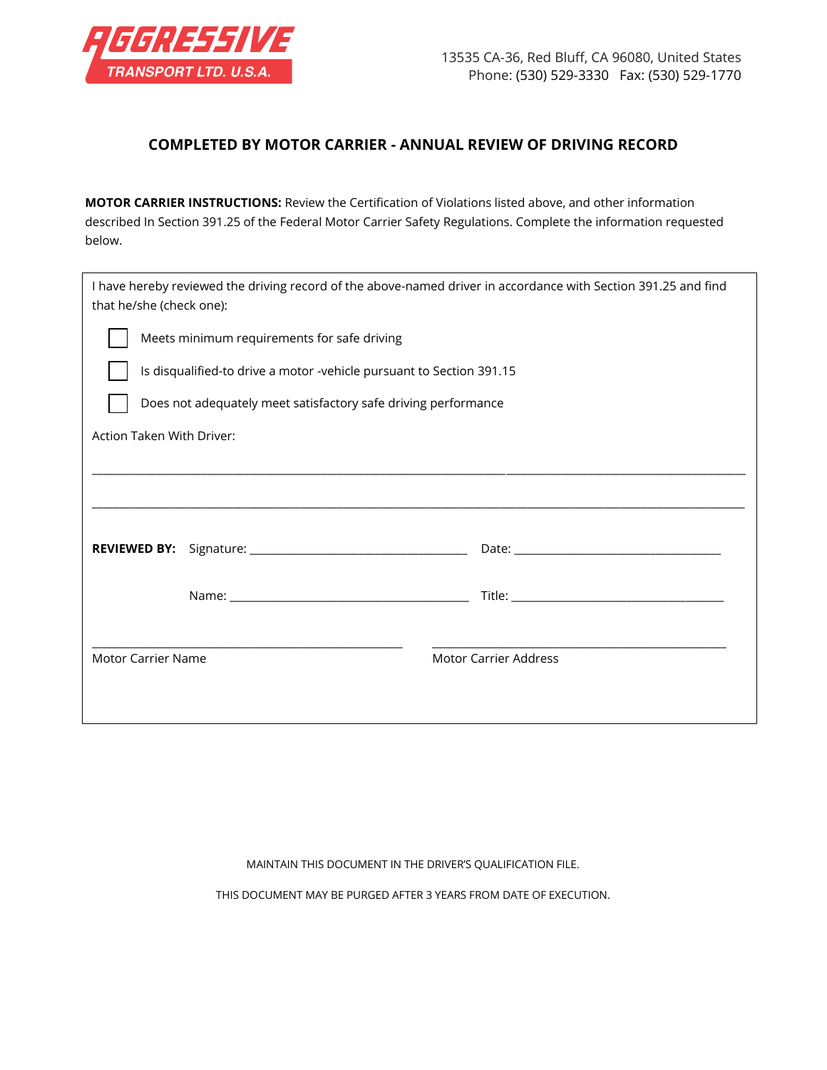AGGRESSIVE TRANSPORT LTD. U.S.A.

13535 CA-36, Red Bluff, CA 96080, United States
Phone: (530) 529-3330   Fax: (530) 529-1770

## COMPLETED BY MOTOR CARRIER - ANNUAL REVIEW OF DRIVING RECORD

**MOTOR CARRIER INSTRUCTIONS:** Review the Certification of Violations listed above, and other information described In Section 391.25 of the Federal Motor Carrier Safety Regulations. Complete the information requested below.

I have hereby reviewed the driving record of the above-named driver in accordance with Section 391.25 and find that he/she (check one):

- ☐ Meets minimum requirements for safe driving
- ☐ Is disqualified-to drive a motor -vehicle pursuant to Section 391.15
- ☐ Does not adequately meet satisfactory safe driving performance

Action Taken With Driver:

______________________________________________________________________________

______________________________________________________________________________

**REVIEWED BY:** Signature: ______________________________ Date: ______________________________

Name: ______________________________ Title: ______________________________

______________________________ ______________________________
Motor Carrier Name                                    Motor Carrier Address

MAINTAIN THIS DOCUMENT IN THE DRIVER'S QUALIFICATION FILE.

THIS DOCUMENT MAY BE PURGED AFTER 3 YEARS FROM DATE OF EXECUTION.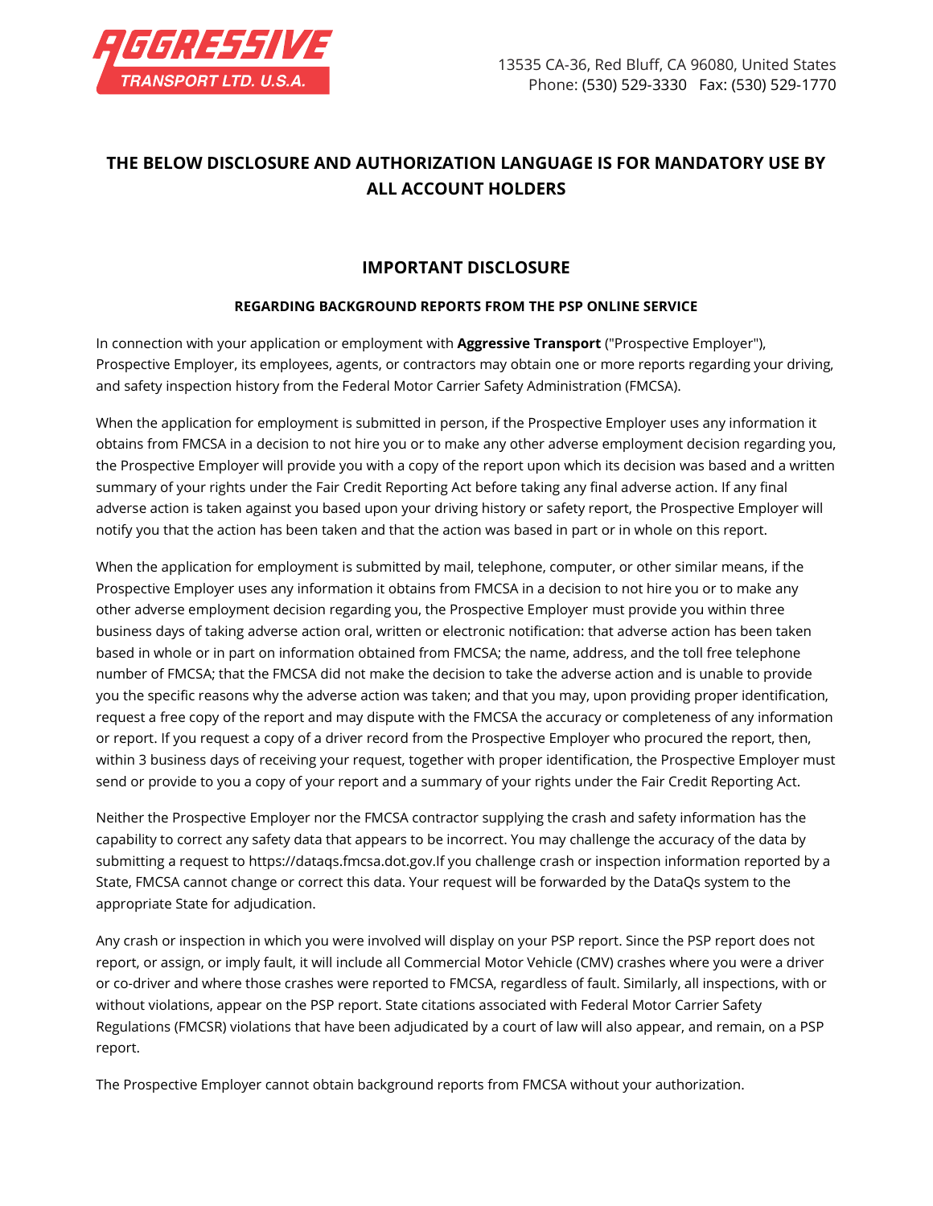AGGRESSIVE TRANSPORT LTD. U.S.A.

13535 CA-36, Red Bluff, CA 96080, United States
Phone: (530) 529-3330 Fax: (530) 529-1770

## THE BELOW DISCLOSURE AND AUTHORIZATION LANGUAGE IS FOR MANDATORY USE BY ALL ACCOUNT HOLDERS

## IMPORTANT DISCLOSURE

### REGARDING BACKGROUND REPORTS FROM THE PSP ONLINE SERVICE

In connection with your application or employment with **Aggressive Transport** ("Prospective Employer"), Prospective Employer, its employees, agents, or contractors may obtain one or more reports regarding your driving, and safety inspection history from the Federal Motor Carrier Safety Administration (FMCSA).

When the application for employment is submitted in person, if the Prospective Employer uses any information it obtains from FMCSA in a decision to not hire you or to make any other adverse employment decision regarding you, the Prospective Employer will provide you with a copy of the report upon which its decision was based and a written summary of your rights under the Fair Credit Reporting Act before taking any final adverse action. If any final adverse action is taken against you based upon your driving history or safety report, the Prospective Employer will notify you that the action has been taken and that the action was based in part or in whole on this report.

When the application for employment is submitted by mail, telephone, computer, or other similar means, if the Prospective Employer uses any information it obtains from FMCSA in a decision to not hire you or to make any other adverse employment decision regarding you, the Prospective Employer must provide you within three business days of taking adverse action oral, written or electronic notification: that adverse action has been taken based in whole or in part on information obtained from FMCSA; the name, address, and the toll free telephone number of FMCSA; that the FMCSA did not make the decision to take the adverse action and is unable to provide you the specific reasons why the adverse action was taken; and that you may, upon providing proper identification, request a free copy of the report and may dispute with the FMCSA the accuracy or completeness of any information or report. If you request a copy of a driver record from the Prospective Employer who procured the report, then, within 3 business days of receiving your request, together with proper identification, the Prospective Employer must send or provide to you a copy of your report and a summary of your rights under the Fair Credit Reporting Act.

Neither the Prospective Employer nor the FMCSA contractor supplying the crash and safety information has the capability to correct any safety data that appears to be incorrect. You may challenge the accuracy of the data by submitting a request to https://dataqs.fmcsa.dot.gov.If you challenge crash or inspection information reported by a State, FMCSA cannot change or correct this data. Your request will be forwarded by the DataQs system to the appropriate State for adjudication.

Any crash or inspection in which you were involved will display on your PSP report. Since the PSP report does not report, or assign, or imply fault, it will include all Commercial Motor Vehicle (CMV) crashes where you were a driver or co-driver and where those crashes were reported to FMCSA, regardless of fault. Similarly, all inspections, with or without violations, appear on the PSP report. State citations associated with Federal Motor Carrier Safety Regulations (FMCSR) violations that have been adjudicated by a court of law will also appear, and remain, on a PSP report.

The Prospective Employer cannot obtain background reports from FMCSA without your authorization.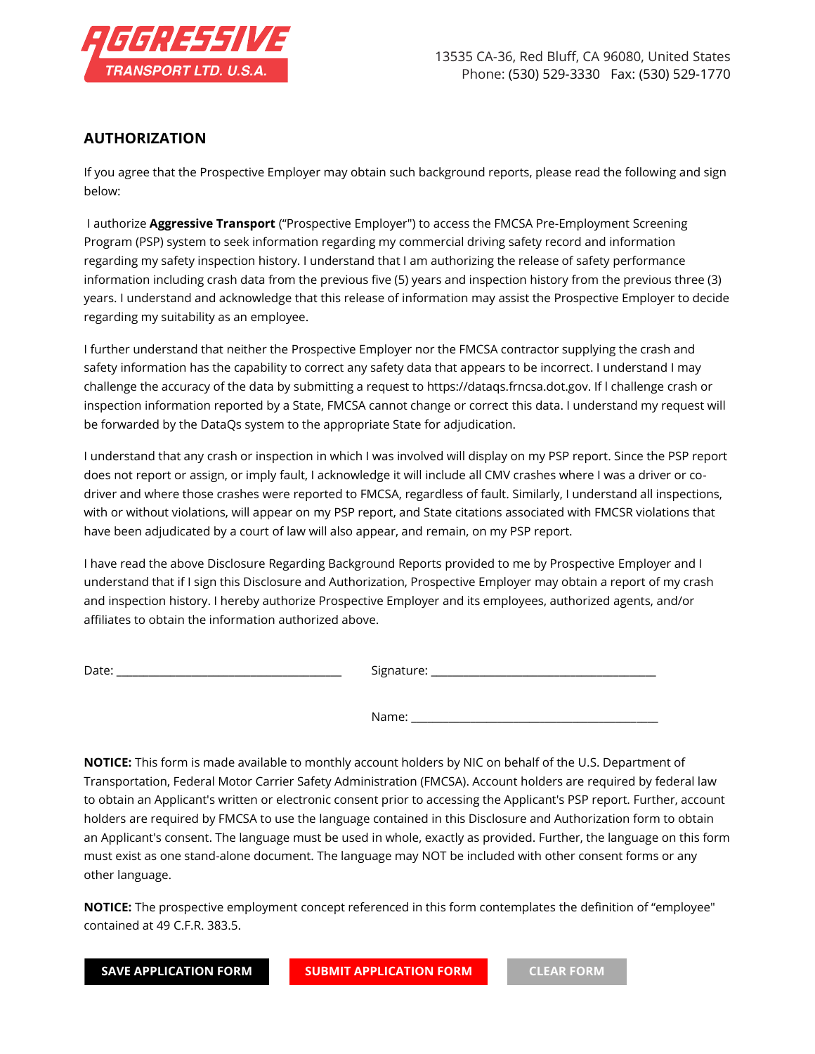**AGGRESSIVE**
**TRANSPORT LTD. U.S.A.**

13535 CA-36, Red Bluff, CA 96080, United States
Phone: (530) 529-3330 Fax: (530) 529-1770

## AUTHORIZATION

If you agree that the Prospective Employer may obtain such background reports, please read the following and sign below:

I authorize **Aggressive Transport** ("Prospective Employer") to access the FMCSA Pre-Employment Screening Program (PSP) system to seek information regarding my commercial driving safety record and information regarding my safety inspection history. I understand that I am authorizing the release of safety performance information including crash data from the previous five (5) years and inspection history from the previous three (3) years. I understand and acknowledge that this release of information may assist the Prospective Employer to decide regarding my suitability as an employee.

I further understand that neither the Prospective Employer nor the FMCSA contractor supplying the crash and safety information has the capability to correct any safety data that appears to be incorrect. I understand I may challenge the accuracy of the data by submitting a request to https://dataqs.frncsa.dot.gov. If I challenge crash or inspection information reported by a State, FMCSA cannot change or correct this data. I understand my request will be forwarded by the DataQs system to the appropriate State for adjudication.

I understand that any crash or inspection in which I was involved will display on my PSP report. Since the PSP report does not report or assign, or imply fault, I acknowledge it will include all CMV crashes where I was a driver or co-driver and where those crashes were reported to FMCSA, regardless of fault. Similarly, I understand all inspections, with or without violations, will appear on my PSP report, and State citations associated with FMCSR violations that have been adjudicated by a court of law will also appear, and remain, on my PSP report.

I have read the above Disclosure Regarding Background Reports provided to me by Prospective Employer and I understand that if I sign this Disclosure and Authorization, Prospective Employer may obtain a report of my crash and inspection history. I hereby authorize Prospective Employer and its employees, authorized agents, and/or affiliates to obtain the information authorized above.

Date: ______________________________ Signature: ______________________________

Name: ______________________________

**NOTICE:** This form is made available to monthly account holders by NIC on behalf of the U.S. Department of Transportation, Federal Motor Carrier Safety Administration (FMCSA). Account holders are required by federal law to obtain an Applicant's written or electronic consent prior to accessing the Applicant's PSP report. Further, account holders are required by FMCSA to use the language contained in this Disclosure and Authorization form to obtain an Applicant's consent. The language must be used in whole, exactly as provided. Further, the language on this form must exist as one stand-alone document. The language may NOT be included with other consent forms or any other language.

**NOTICE:** The prospective employment concept referenced in this form contemplates the definition of "employee" contained at 49 C.F.R. 383.5.

SAVE APPLICATION FORM | SUBMIT APPLICATION FORM | CLEAR FORM